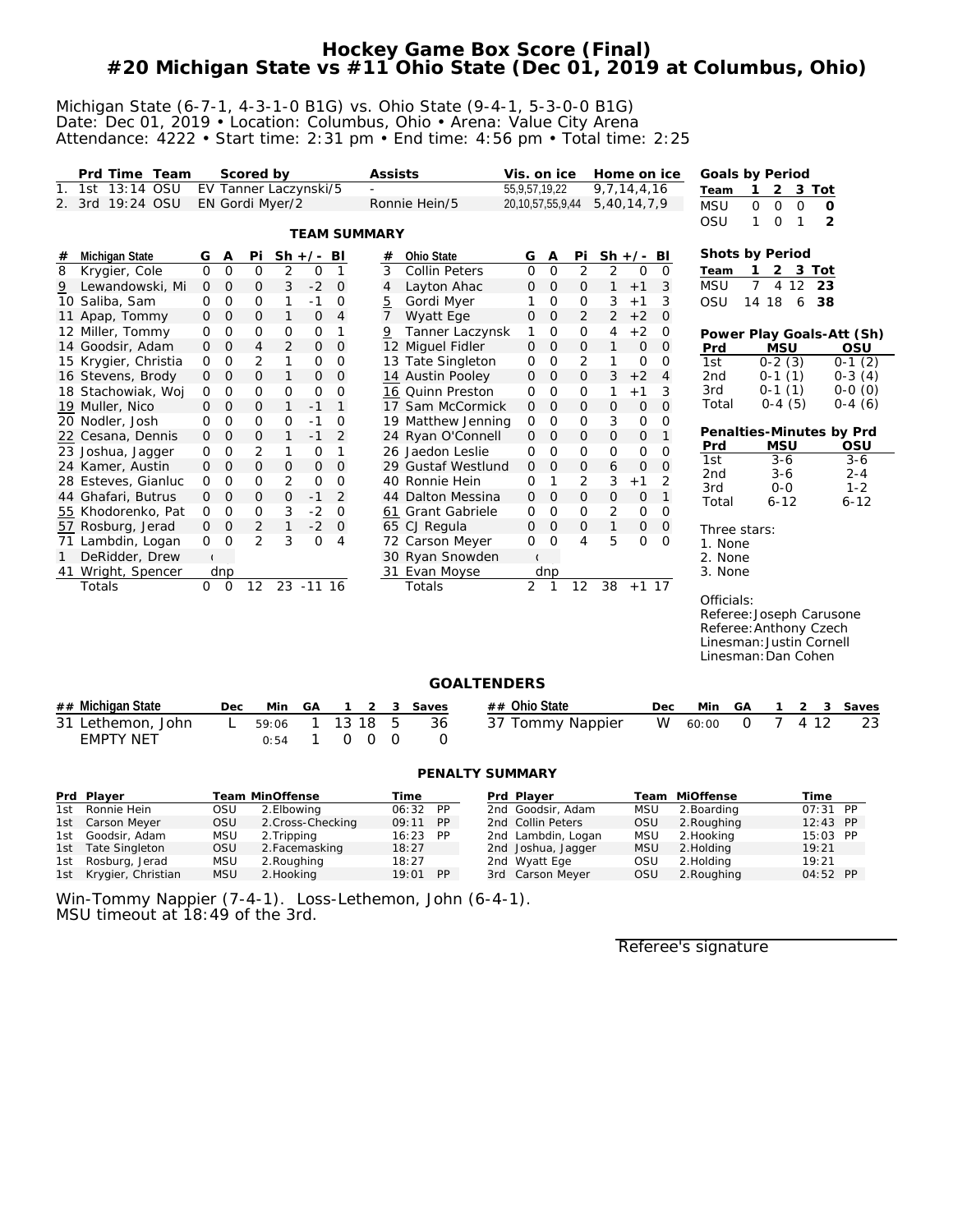# Hockey Game Box Score (Final)
# #20 Michigan State vs #11 Ohio State (Dec 01, 2019 at Columbus, Ohio)

Michigan State (6-7-1, 4-3-1-0 B1G) vs. Ohio State (9-4-1, 5-3-0-0 B1G)
Date: Dec 01, 2019 • Location: Columbus, Ohio • Arena: Value City Arena
Attendance: 4222 • Start time: 2:31 pm • End time: 4:56 pm • Total time: 2:25

| | Prd | Time | Team | Scored by | Assists | Vis. on ice | Home on ice |
|---|---|---|---|---|---|---|---|
| 1. | 1st | 13:14 | OSU | EV Tanner Laczynski/5 | - | 55,9,57,19,22 | 9,7,14,4,16 |
| 2. | 3rd | 19:24 | OSU | EN Gordi Myer/2 | Ronnie Hein/5 | 20,10,57,55,9,44 | 5,40,14,7,9 |

**Goals by Period**

| Team | 1 | 2 | 3 | Tot |
|---|---|---|---|---|
| MSU | 0 | 0 | 0 | **0** |
| OSU | 1 | 0 | 1 | **2** |

**Shots by Period**

| Team | 1 | 2 | 3 | Tot |
|---|---|---|---|---|
| MSU | 7 | 4 | 12 | **23** |
| OSU | 14 | 18 | 6 | **38** |

## TEAM SUMMARY

| # | Michigan State | G | A | Pi | Sh | +/- | Bl |
|---|---|---|---|---|---|---|---|
| 8 | Krygier, Cole | 0 | 0 | 0 | 2 | 0 | 1 |
| 9 | Lewandowski, Mi | 0 | 0 | 0 | 3 | -2 | 0 |
| 10 | Saliba, Sam | 0 | 0 | 0 | 1 | -1 | 0 |
| 11 | Apap, Tommy | 0 | 0 | 0 | 1 | 0 | 4 |
| 12 | Miller, Tommy | 0 | 0 | 0 | 0 | 0 | 1 |
| 14 | Goodsir, Adam | 0 | 0 | 4 | 2 | 0 | 0 |
| 15 | Krygier, Christia | 0 | 0 | 2 | 1 | 0 | 0 |
| 16 | Stevens, Brody | 0 | 0 | 0 | 1 | 0 | 0 |
| 18 | Stachowiak, Woj | 0 | 0 | 0 | 0 | 0 | 0 |
| 19 | Muller, Nico | 0 | 0 | 0 | 1 | -1 | 1 |
| 20 | Nodler, Josh | 0 | 0 | 0 | 0 | -1 | 0 |
| 22 | Cesana, Dennis | 0 | 0 | 0 | 1 | -1 | 2 |
| 23 | Joshua, Jagger | 0 | 0 | 2 | 1 | 0 | 1 |
| 24 | Kamer, Austin | 0 | 0 | 0 | 0 | 0 | 0 |
| 28 | Esteves, Gianluc | 0 | 0 | 0 | 2 | 0 | 0 |
| 44 | Ghafari, Butrus | 0 | 0 | 0 | 0 | -1 | 2 |
| 55 | Khodorenko, Pat | 0 | 0 | 0 | 3 | -2 | 0 |
| 57 | Rosburg, Jerad | 0 | 0 | 2 | 1 | -2 | 0 |
| 71 | Lambdin, Logan | 0 | 0 | 2 | 3 | 0 | 4 |
| 1 | DeRidder, Drew | ( | | | | | |
| 41 | Wright, Spencer | dnp | | | | | |
| | Totals | 0 | 0 | 12 | 23 | -11 | 16 |

| # | Ohio State | G | A | Pi | Sh | +/- | Bl |
|---|---|---|---|---|---|---|---|
| 3 | Collin Peters | 0 | 0 | 2 | 2 | 0 | 0 |
| 4 | Layton Ahac | 0 | 0 | 0 | 1 | +1 | 3 |
| 5 | Gordi Myer | 1 | 0 | 0 | 3 | +1 | 3 |
| 7 | Wyatt Ege | 0 | 0 | 2 | 2 | +2 | 0 |
| 9 | Tanner Laczynsk | 1 | 0 | 0 | 4 | +2 | 0 |
| 12 | Miguel Fidler | 0 | 0 | 0 | 1 | 0 | 0 |
| 13 | Tate Singleton | 0 | 0 | 2 | 1 | 0 | 0 |
| 14 | Austin Pooley | 0 | 0 | 0 | 3 | +2 | 4 |
| 16 | Quinn Preston | 0 | 0 | 0 | 1 | +1 | 3 |
| 17 | Sam McCormick | 0 | 0 | 0 | 0 | 0 | 0 |
| 19 | Matthew Jenning | 0 | 0 | 0 | 3 | 0 | 0 |
| 24 | Ryan O'Connell | 0 | 0 | 0 | 0 | 0 | 1 |
| 26 | Jaedon Leslie | 0 | 0 | 0 | 0 | 0 | 0 |
| 29 | Gustaf Westlund | 0 | 0 | 0 | 6 | 0 | 0 |
| 40 | Ronnie Hein | 0 | 1 | 2 | 3 | +1 | 2 |
| 44 | Dalton Messina | 0 | 0 | 0 | 0 | 0 | 1 |
| 61 | Grant Gabriele | 0 | 0 | 0 | 2 | 0 | 0 |
| 65 | CJ Regula | 0 | 0 | 0 | 1 | 0 | 0 |
| 72 | Carson Meyer | 0 | 0 | 4 | 5 | 0 | 0 |
| 30 | Ryan Snowden | ( | | | | | |
| 31 | Evan Moyse | dnp | | | | | |
| | Totals | 2 | 1 | 12 | 38 | +1 | 17 |

**Power Play Goals-Att (Sh)**

| Prd | MSU | OSU |
|---|---|---|
| 1st | 0-2 (3) | 0-1 (2) |
| 2nd | 0-1 (1) | 0-3 (4) |
| 3rd | 0-1 (1) | 0-0 (0) |
| Total | 0-4 (5) | 0-4 (6) |

**Penalties-Minutes by Prd**

| Prd | MSU | OSU |
|---|---|---|
| 1st | 3-6 | 3-6 |
| 2nd | 3-6 | 2-4 |
| 3rd | 0-0 | 1-2 |
| Total | 6-12 | 6-12 |

Three stars:
1. None
2. None
3. None

Officials:
Referee: Joseph Carusone
Referee: Anthony Czech
Linesman: Justin Cornell
Linesman: Dan Cohen

## GOALTENDERS

| ## | Michigan State | Dec | Min | GA | 1 | 2 | 3 | Saves |
|---|---|---|---|---|---|---|---|---|
| 31 | Lethemon, John | L | 59:06 | 1 | 13 | 18 | 5 | 36 |
| | EMPTY NET | | 0:54 | 1 | 0 | 0 | 0 | 0 |

| ## | Ohio State | Dec | Min | GA | 1 | 2 | 3 | Saves |
|---|---|---|---|---|---|---|---|---|
| 37 | Tommy Nappier | W | 60:00 | 0 | 7 | 4 | 12 | 23 |

## PENALTY SUMMARY

| Prd | Player | Team | Min | Offense | Time | |
|---|---|---|---|---|---|---|
| 1st | Ronnie Hein | OSU | 2. | Elbowing | 06:32 | PP |
| 1st | Carson Meyer | OSU | 2. | Cross-Checking | 09:11 | PP |
| 1st | Goodsir, Adam | MSU | 2. | Tripping | 16:23 | PP |
| 1st | Tate Singleton | OSU | 2. | Facemasking | 18:27 | |
| 1st | Rosburg, Jerad | MSU | 2. | Roughing | 18:27 | |
| 1st | Krygier, Christian | MSU | 2. | Hooking | 19:01 | PP |
| 2nd | Goodsir, Adam | MSU | 2. | Boarding | 07:31 | PP |
| 2nd | Collin Peters | OSU | 2. | Roughing | 12:43 | PP |
| 2nd | Lambdin, Logan | MSU | 2. | Hooking | 15:03 | PP |
| 2nd | Joshua, Jagger | MSU | 2. | Holding | 19:21 | |
| 2nd | Wyatt Ege | OSU | 2. | Holding | 19:21 | |
| 3rd | Carson Meyer | OSU | 2. | Roughing | 04:52 | PP |

Win-Tommy Nappier (7-4-1). Loss-Lethemon, John (6-4-1).
MSU timeout at 18:49 of the 3rd.

Referee's signature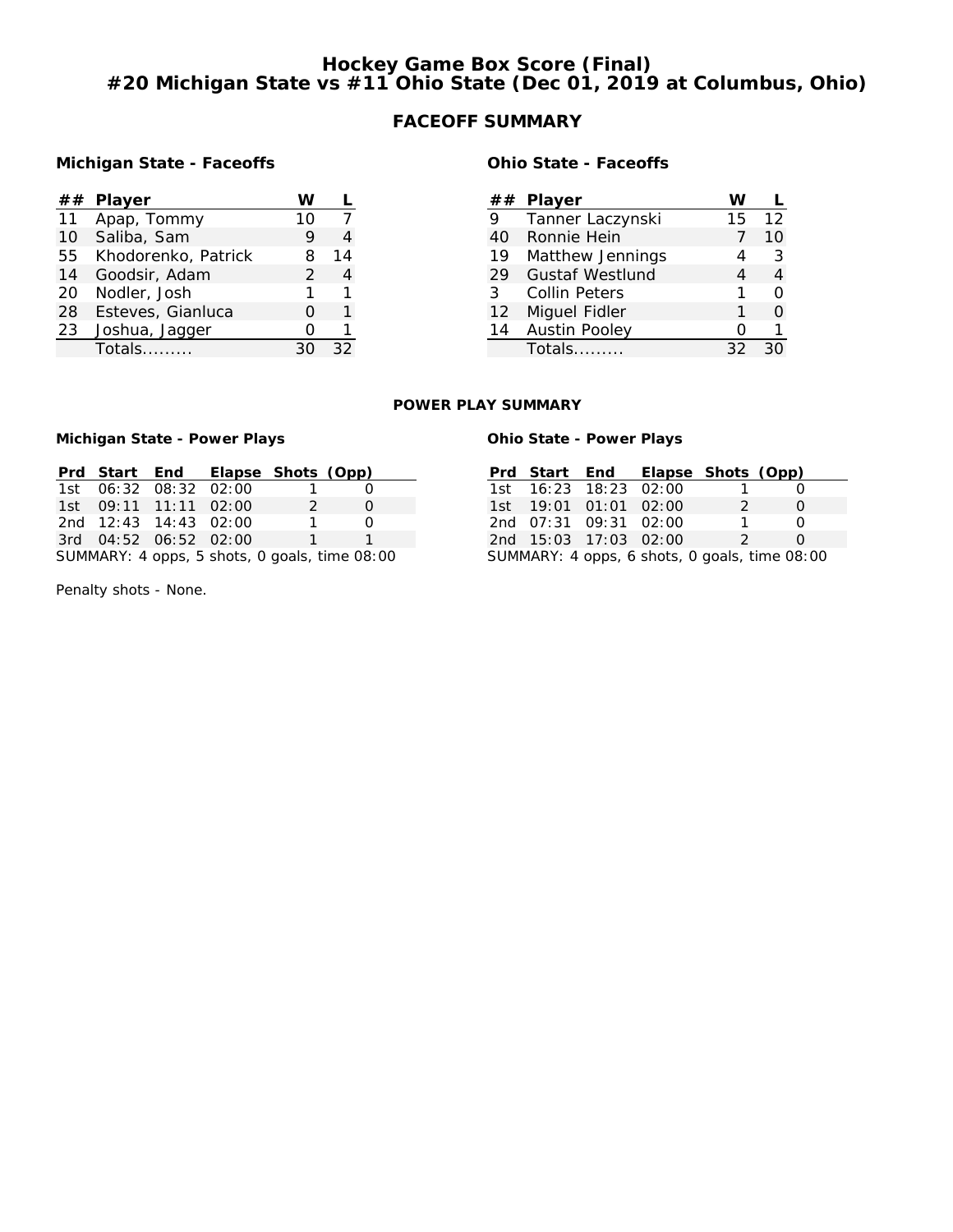# Hockey Game Box Score (Final)
# #20 Michigan State vs #11 Ohio State (Dec 01, 2019 at Columbus, Ohio)

## FACEOFF SUMMARY

### Michigan State - Faceoffs

| ## | Player | W | L |
|---|---|---|---|
| 11 | Apap, Tommy | 10 | 7 |
| 10 | Saliba, Sam | 9 | 4 |
| 55 | Khodorenko, Patrick | 8 | 14 |
| 14 | Goodsir, Adam | 2 | 4 |
| 20 | Nodler, Josh | 1 | 1 |
| 28 | Esteves, Gianluca | 0 | 1 |
| 23 | Joshua, Jagger | 0 | 1 |
| | Totals......... | 30 | 32 |

### Ohio State - Faceoffs

| ## | Player | W | L |
|---|---|---|---|
| 9 | Tanner Laczynski | 15 | 12 |
| 40 | Ronnie Hein | 7 | 10 |
| 19 | Matthew Jennings | 4 | 3 |
| 29 | Gustaf Westlund | 4 | 4 |
| 3 | Collin Peters | 1 | 0 |
| 12 | Miguel Fidler | 1 | 0 |
| 14 | Austin Pooley | 0 | 1 |
| | Totals......... | 32 | 30 |

## POWER PLAY SUMMARY

### Michigan State - Power Plays

| Prd | Start | End | Elapse | Shots | (Opp) |
|---|---|---|---|---|---|
| 1st | 06:32 | 08:32 | 02:00 | 1 | 0 |
| 1st | 09:11 | 11:11 | 02:00 | 2 | 0 |
| 2nd | 12:43 | 14:43 | 02:00 | 1 | 0 |
| 3rd | 04:52 | 06:52 | 02:00 | 1 | 1 |

SUMMARY: 4 opps, 5 shots, 0 goals, time 08:00

### Ohio State - Power Plays

| Prd | Start | End | Elapse | Shots | (Opp) |
|---|---|---|---|---|---|
| 1st | 16:23 | 18:23 | 02:00 | 1 | 0 |
| 1st | 19:01 | 01:01 | 02:00 | 2 | 0 |
| 2nd | 07:31 | 09:31 | 02:00 | 1 | 0 |
| 2nd | 15:03 | 17:03 | 02:00 | 2 | 0 |

SUMMARY: 4 opps, 6 shots, 0 goals, time 08:00

Penalty shots - None.